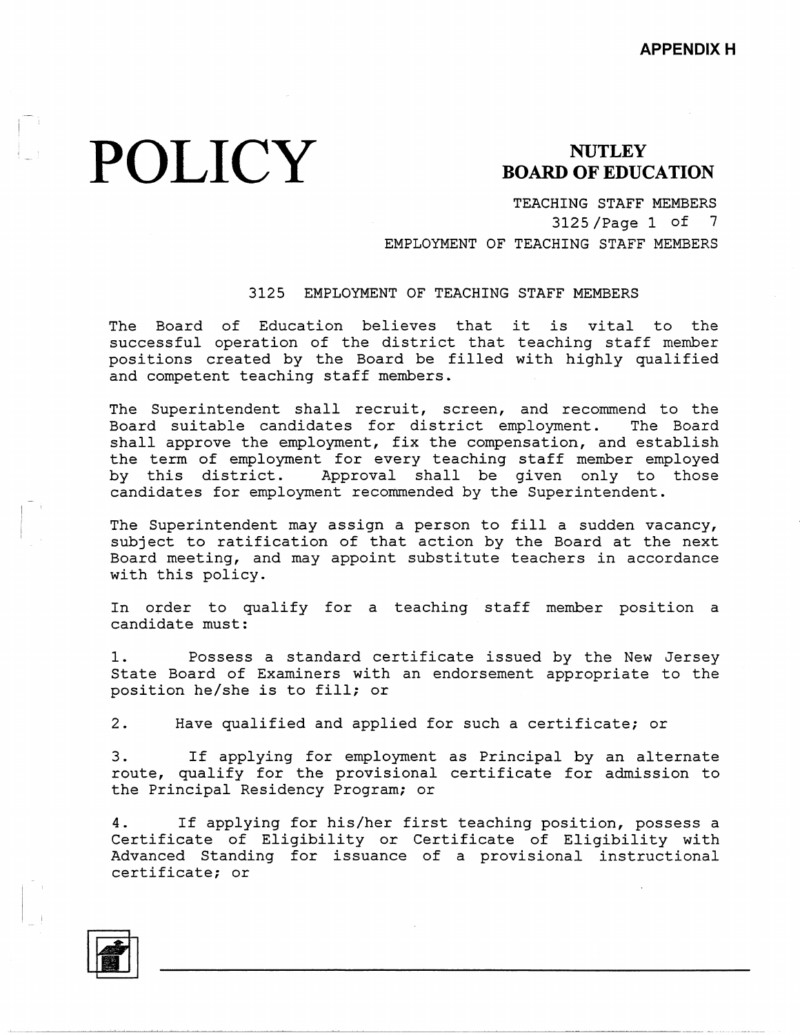APPENDIX H

# POLICY

**NUTLEY**
**BOARD OF EDUCATION**

TEACHING STAFF MEMBERS
EMPLOYMENT OF TEACHING STAFF MEMBERS

## 3125 EMPLOYMENT OF TEACHING STAFF MEMBERS

The Board of Education believes that it is vital to the successful operation of the district that teaching staff member positions created by the Board be filled with highly qualified and competent teaching staff members.

The Superintendent shall recruit, screen, and recommend to the Board suitable candidates for district employment. The Board shall approve the employment, fix the compensation, and establish the term of employment for every teaching staff member employed by this district. Approval shall be given only to those candidates for employment recommended by the Superintendent.

The Superintendent may assign a person to fill a sudden vacancy, subject to ratification of that action by the Board at the next Board meeting, and may appoint substitute teachers in accordance with this policy.

In order to qualify for a teaching staff member position a candidate must:

1. Possess a standard certificate issued by the New Jersey State Board of Examiners with an endorsement appropriate to the position he/she is to fill; or

2. Have qualified and applied for such a certificate; or

3. If applying for employment as Principal by an alternate route, qualify for the provisional certificate for admission to the Principal Residency Program; or

4. If applying for his/her first teaching position, possess a Certificate of Eligibility or Certificate of Eligibility with Advanced Standing for issuance of a provisional instructional certificate; or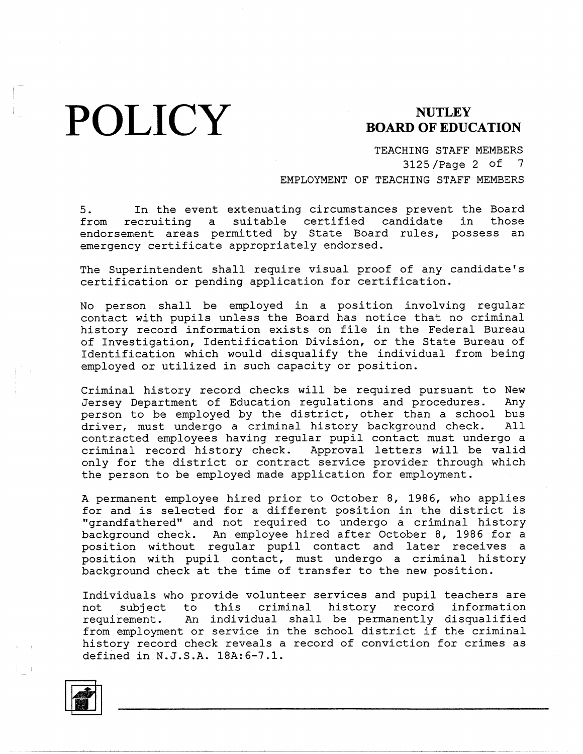5. In the event extenuating circumstances prevent the Board from recruiting a suitable certified candidate in those endorsement areas permitted by State Board rules, possess an emergency certificate appropriately endorsed.

The Superintendent shall require visual proof of any candidate's certification or pending application for certification.

No person shall be employed in a position involving regular contact with pupils unless the Board has notice that no criminal history record information exists on file in the Federal Bureau of Investigation, Identification Division, or the State Bureau of Identification which would disqualify the individual from being employed or utilized in such capacity or position.

Criminal history record checks will be required pursuant to New Jersey Department of Education regulations and procedures. Any person to be employed by the district, other than a school bus driver, must undergo a criminal history background check. All contracted employees having regular pupil contact must undergo a criminal record history check. Approval letters will be valid only for the district or contract service provider through which the person to be employed made application for employment.

A permanent employee hired prior to October 8, 1986, who applies for and is selected for a different position in the district is "grandfathered" and not required to undergo a criminal history background check. An employee hired after October 8, 1986 for a position without regular pupil contact and later receives a position with pupil contact, must undergo a criminal history background check at the time of transfer to the new position.

Individuals who provide volunteer services and pupil teachers are not subject to this criminal history record information requirement. An individual shall be permanently disqualified from employment or service in the school district if the criminal history record check reveals a record of conviction for crimes as defined in N.J.S.A. 18A:6-7.1.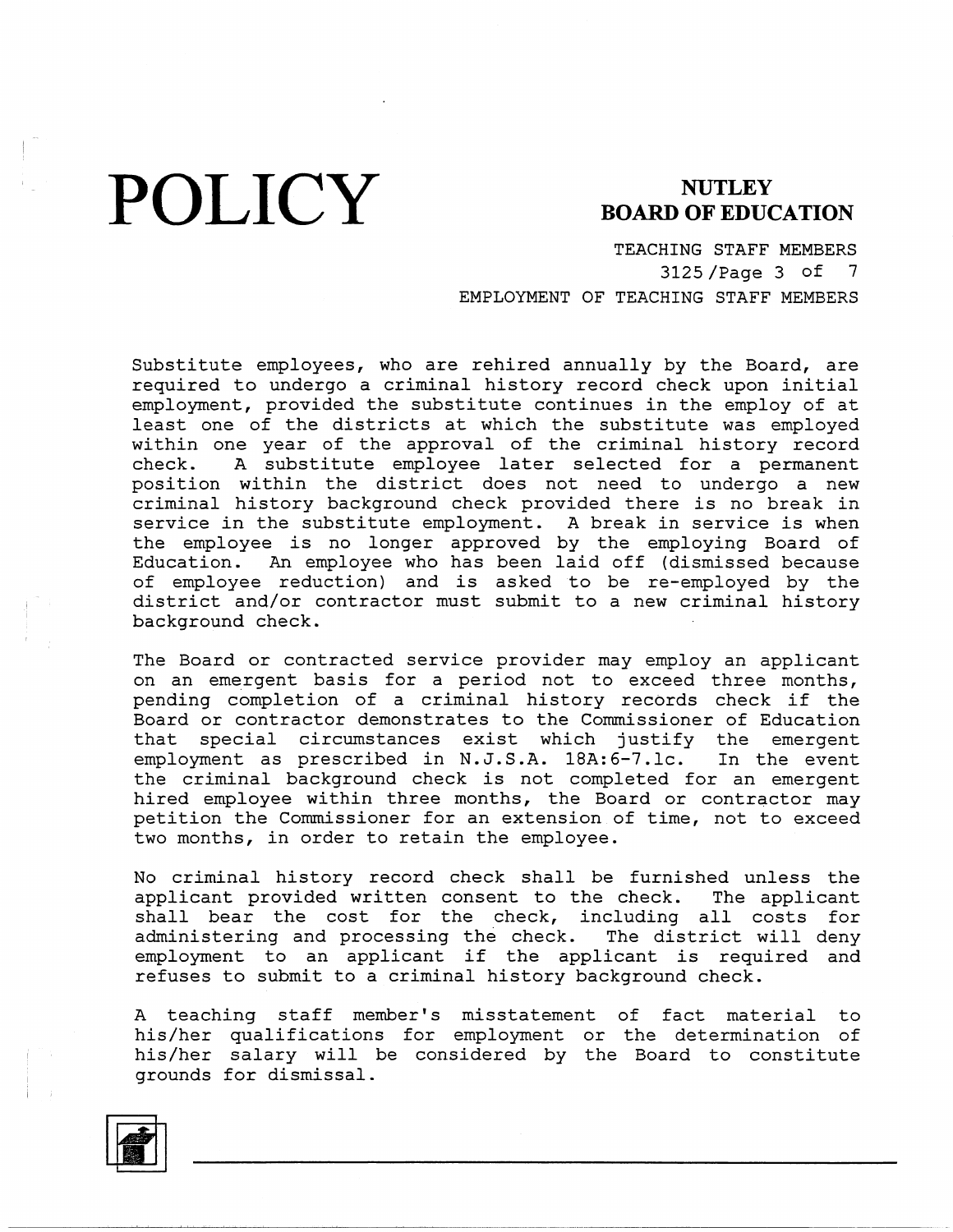Substitute employees, who are rehired annually by the Board, are required to undergo a criminal history record check upon initial employment, provided the substitute continues in the employ of at least one of the districts at which the substitute was employed within one year of the approval of the criminal history record check. A substitute employee later selected for a permanent position within the district does not need to undergo a new criminal history background check provided there is no break in service in the substitute employment. A break in service is when the employee is no longer approved by the employing Board of Education. An employee who has been laid off (dismissed because of employee reduction) and is asked to be re-employed by the district and/or contractor must submit to a new criminal history background check.

The Board or contracted service provider may employ an applicant on an emergent basis for a period not to exceed three months, pending completion of a criminal history records check if the Board or contractor demonstrates to the Commissioner of Education that special circumstances exist which justify the emergent employment as prescribed in N.J.S.A. 18A:6-7.1c. In the event the criminal background check is not completed for an emergent hired employee within three months, the Board or contractor may petition the Commissioner for an extension of time, not to exceed two months, in order to retain the employee.

No criminal history record check shall be furnished unless the applicant provided written consent to the check. The applicant shall bear the cost for the check, including all costs for administering and processing the check. The district will deny employment to an applicant if the applicant is required and refuses to submit to a criminal history background check.

A teaching staff member's misstatement of fact material to his/her qualifications for employment or the determination of his/her salary will be considered by the Board to constitute grounds for dismissal.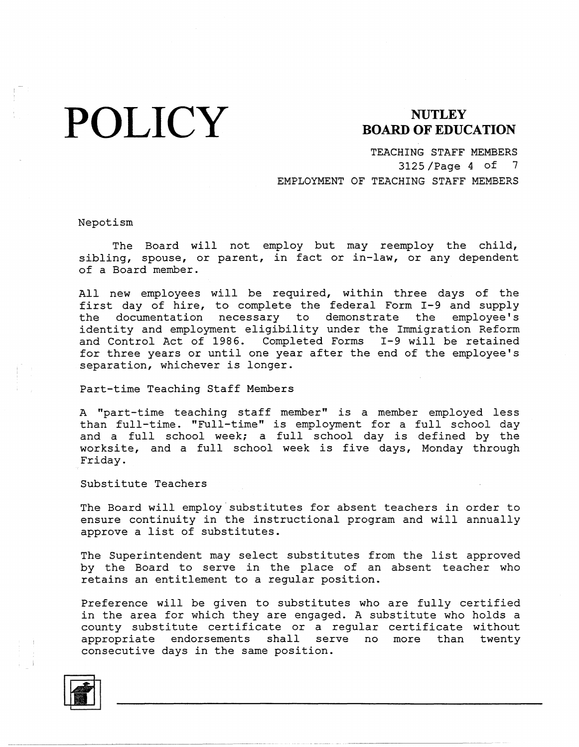Nepotism

The Board will not employ but may reemploy the child, sibling, spouse, or parent, in fact or in-law, or any dependent of a Board member.

All new employees will be required, within three days of the first day of hire, to complete the federal Form I-9 and supply the documentation necessary to demonstrate the employee's identity and employment eligibility under the Immigration Reform and Control Act of 1986. Completed Forms I-9 will be retained for three years or until one year after the end of the employee's separation, whichever is longer.

Part-time Teaching Staff Members

A "part-time teaching staff member" is a member employed less than full-time. "Full-time" is employment for a full school day and a full school week; a full school day is defined by the worksite, and a full school week is five days, Monday through Friday.

Substitute Teachers

The Board will employ substitutes for absent teachers in order to ensure continuity in the instructional program and will annually approve a list of substitutes.

The Superintendent may select substitutes from the list approved by the Board to serve in the place of an absent teacher who retains an entitlement to a regular position.

Preference will be given to substitutes who are fully certified in the area for which they are engaged. A substitute who holds a county substitute certificate or a regular certificate without appropriate endorsements shall serve no more than twenty consecutive days in the same position.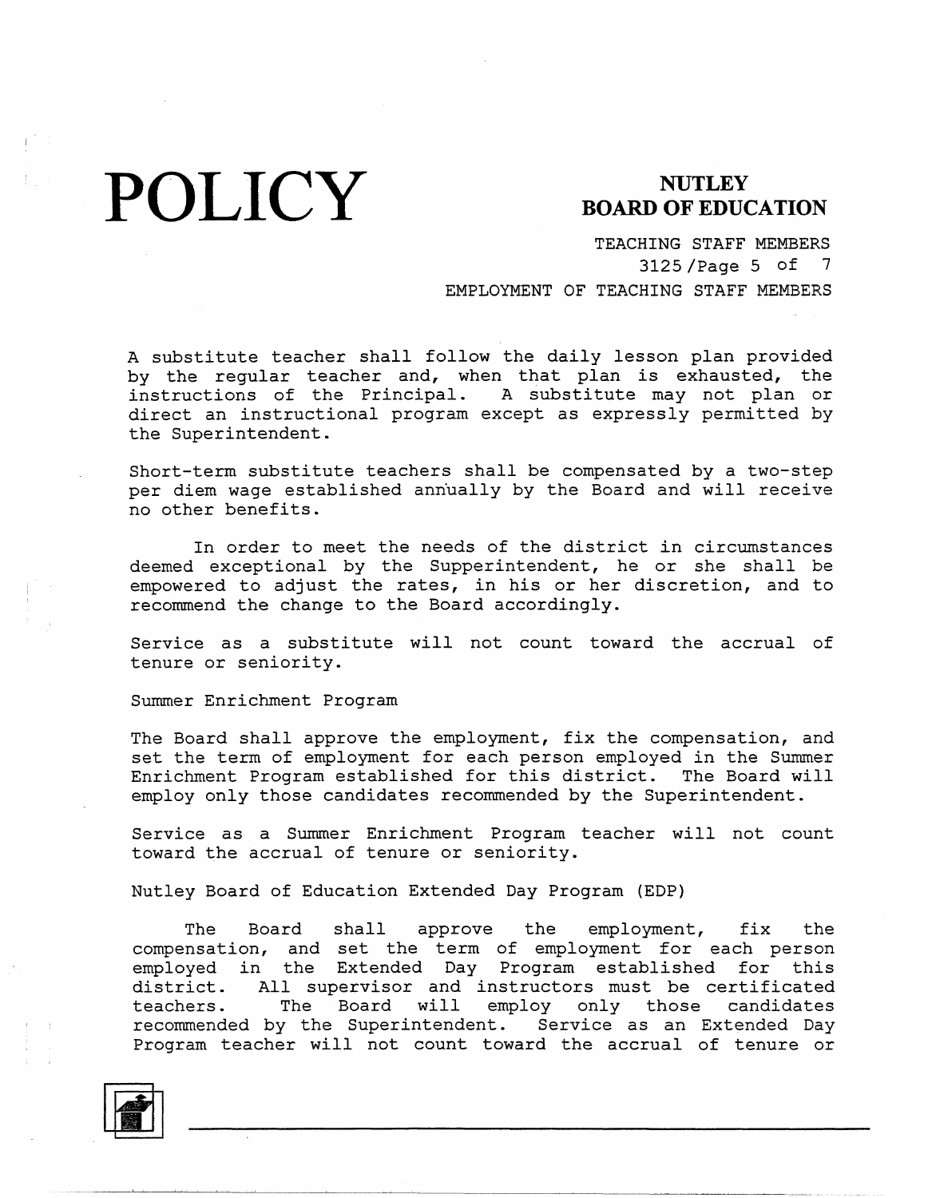A substitute teacher shall follow the daily lesson plan provided by the regular teacher and, when that plan is exhausted, the instructions of the Principal. A substitute may not plan or direct an instructional program except as expressly permitted by the Superintendent.

Short-term substitute teachers shall be compensated by a two-step per diem wage established annually by the Board and will receive no other benefits.

In order to meet the needs of the district in circumstances deemed exceptional by the Supperintendent, he or she shall be empowered to adjust the rates, in his or her discretion, and to recommend the change to the Board accordingly.

Service as a substitute will not count toward the accrual of tenure or seniority.

Summer Enrichment Program

The Board shall approve the employment, fix the compensation, and set the term of employment for each person employed in the Summer Enrichment Program established for this district. The Board will employ only those candidates recommended by the Superintendent.

Service as a Summer Enrichment Program teacher will not count toward the accrual of tenure or seniority.

Nutley Board of Education Extended Day Program (EDP)

The Board shall approve the employment, fix the compensation, and set the term of employment for each person employed in the Extended Day Program established for this district. All supervisor and instructors must be certificated teachers. The Board will employ only those candidates recommended by the Superintendent. Service as an Extended Day Program teacher will not count toward the accrual of tenure or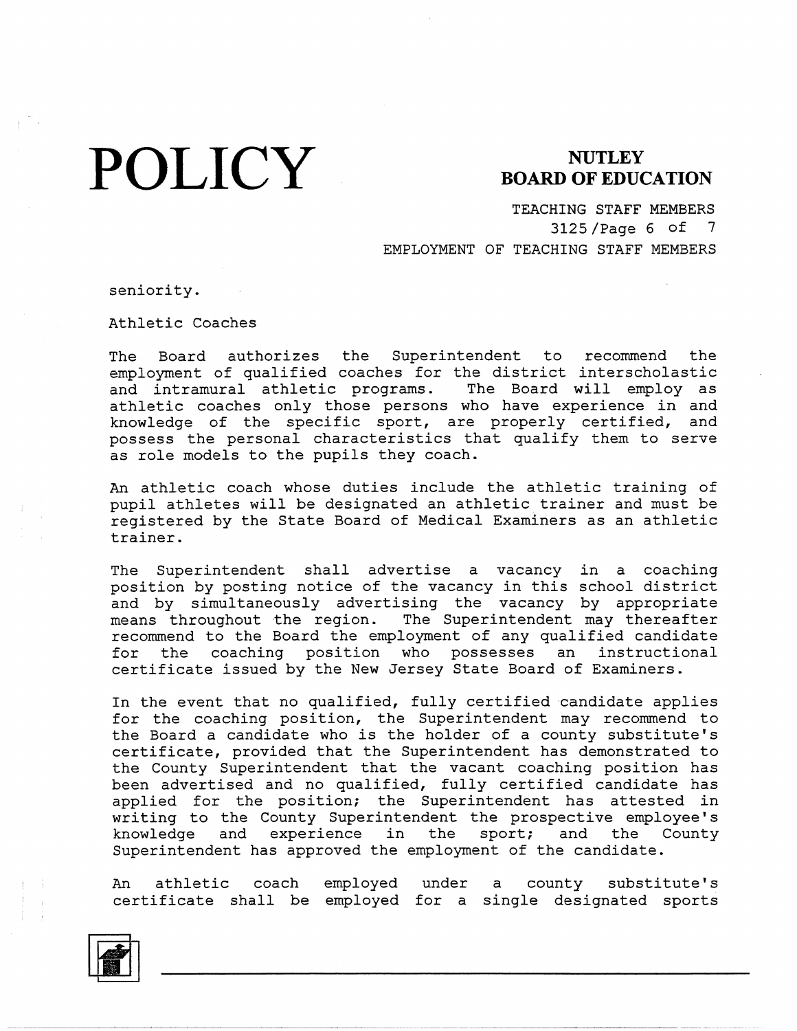seniority.

## Athletic Coaches

The Board authorizes the Superintendent to recommend the employment of qualified coaches for the district interscholastic and intramural athletic programs. The Board will employ as athletic coaches only those persons who have experience in and knowledge of the specific sport, are properly certified, and possess the personal characteristics that qualify them to serve as role models to the pupils they coach.

An athletic coach whose duties include the athletic training of pupil athletes will be designated an athletic trainer and must be registered by the State Board of Medical Examiners as an athletic trainer.

The Superintendent shall advertise a vacancy in a coaching position by posting notice of the vacancy in this school district and by simultaneously advertising the vacancy by appropriate means throughout the region. The Superintendent may thereafter recommend to the Board the employment of any qualified candidate for the coaching position who possesses an instructional certificate issued by the New Jersey State Board of Examiners.

In the event that no qualified, fully certified candidate applies for the coaching position, the Superintendent may recommend to the Board a candidate who is the holder of a county substitute's certificate, provided that the Superintendent has demonstrated to the County Superintendent that the vacant coaching position has been advertised and no qualified, fully certified candidate has applied for the position; the Superintendent has attested in writing to the County Superintendent the prospective employee's knowledge and experience in the sport; and the County Superintendent has approved the employment of the candidate.

An athletic coach employed under a county substitute's certificate shall be employed for a single designated sports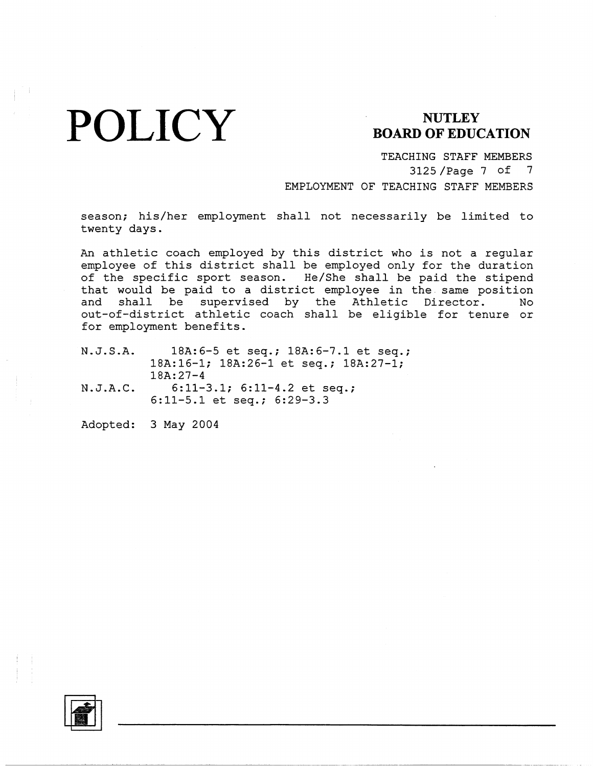season; his/her employment shall not necessarily be limited to twenty days.

An athletic coach employed by this district who is not a regular employee of this district shall be employed only for the duration of the specific sport season. He/She shall be paid the stipend that would be paid to a district employee in the same position and shall be supervised by the Athletic Director. No out-of-district athletic coach shall be eligible for tenure or for employment benefits.

N.J.S.A. 18A:6-5 et seq.; 18A:6-7.1 et seq.; 18A:16-1; 18A:26-1 et seq.; 18A:27-1; 18A:27-4

N.J.A.C. 6:11-3.1; 6:11-4.2 et seq.; 6:11-5.1 et seq.; 6:29-3.3

Adopted: 3 May 2004